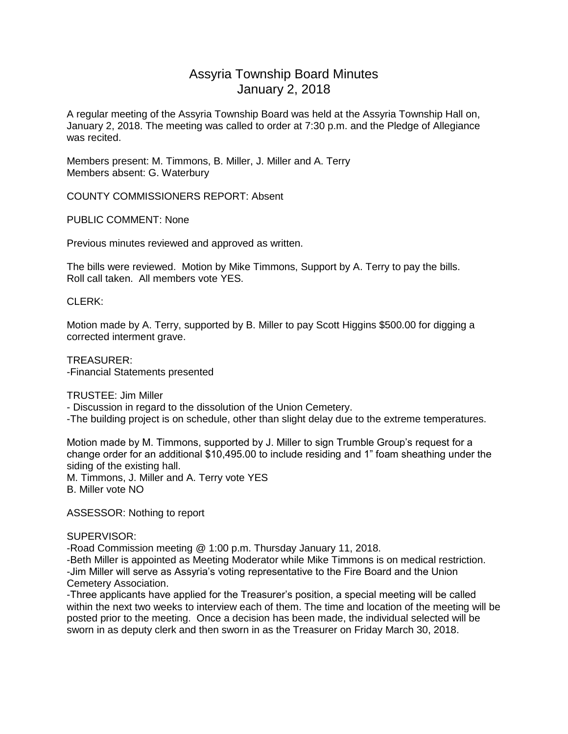# Assyria Township Board Minutes
## January 2, 2018

A regular meeting of the Assyria Township Board was held at the Assyria Township Hall on, January 2, 2018. The meeting was called to order at 7:30 p.m. and the Pledge of Allegiance was recited.

Members present: M. Timmons, B. Miller, J. Miller and A. Terry
Members absent: G. Waterbury

COUNTY COMMISSIONERS REPORT: Absent

PUBLIC COMMENT: None

Previous minutes reviewed and approved as written.

The bills were reviewed. Motion by Mike Timmons, Support by A. Terry to pay the bills. Roll call taken. All members vote YES.

CLERK:

Motion made by A. Terry, supported by B. Miller to pay Scott Higgins $500.00 for digging a corrected interment grave.

TREASURER:
-Financial Statements presented

TRUSTEE: Jim Miller
- Discussion in regard to the dissolution of the Union Cemetery.
-The building project is on schedule, other than slight delay due to the extreme temperatures.

Motion made by M. Timmons, supported by J. Miller to sign Trumble Group's request for a change order for an additional $10,495.00 to include residing and 1" foam sheathing under the siding of the existing hall.
M. Timmons, J. Miller and A. Terry vote YES
B. Miller vote NO

ASSESSOR: Nothing to report

SUPERVISOR:
-Road Commission meeting @ 1:00 p.m. Thursday January 11, 2018.
-Beth Miller is appointed as Meeting Moderator while Mike Timmons is on medical restriction.
-Jim Miller will serve as Assyria's voting representative to the Fire Board and the Union Cemetery Association.
-Three applicants have applied for the Treasurer's position, a special meeting will be called within the next two weeks to interview each of them. The time and location of the meeting will be posted prior to the meeting. Once a decision has been made, the individual selected will be sworn in as deputy clerk and then sworn in as the Treasurer on Friday March 30, 2018.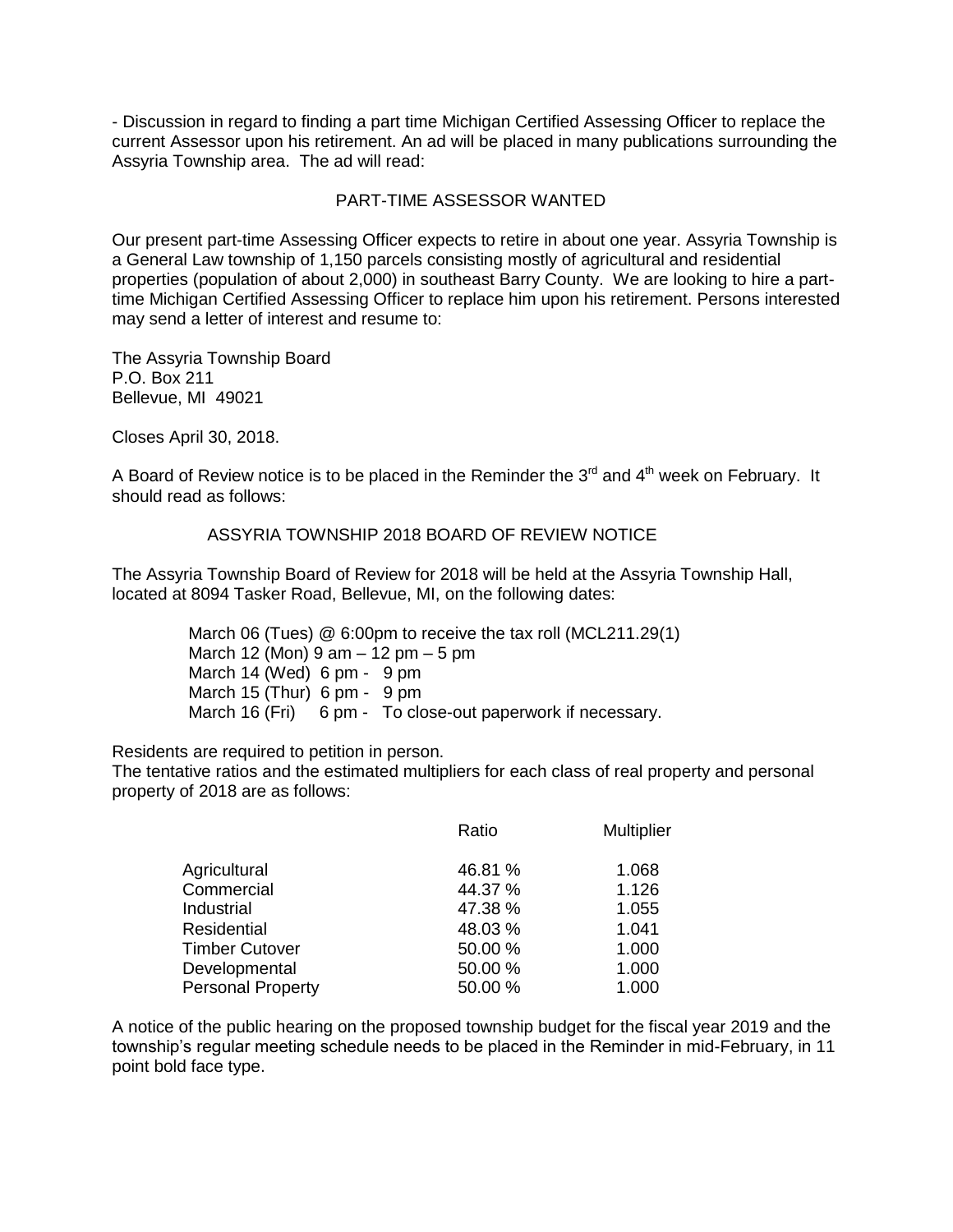- Discussion in regard to finding a part time Michigan Certified Assessing Officer to replace the current Assessor upon his retirement. An ad will be placed in many publications surrounding the Assyria Township area. The ad will read:

PART-TIME ASSESSOR WANTED

Our present part-time Assessing Officer expects to retire in about one year. Assyria Township is a General Law township of 1,150 parcels consisting mostly of agricultural and residential properties (population of about 2,000) in southeast Barry County. We are looking to hire a part-time Michigan Certified Assessing Officer to replace him upon his retirement. Persons interested may send a letter of interest and resume to:

The Assyria Township Board
P.O. Box 211
Bellevue, MI 49021

Closes April 30, 2018.

A Board of Review notice is to be placed in the Reminder the 3rd and 4th week on February. It should read as follows:

ASSYRIA TOWNSHIP 2018 BOARD OF REVIEW NOTICE

The Assyria Township Board of Review for 2018 will be held at the Assyria Township Hall, located at 8094 Tasker Road, Bellevue, MI, on the following dates:

March 06 (Tues) @ 6:00pm to receive the tax roll (MCL211.29(1)
March 12 (Mon) 9 am – 12 pm – 5 pm
March 14 (Wed) 6 pm - 9 pm
March 15 (Thur) 6 pm - 9 pm
March 16 (Fri) 6 pm - To close-out paperwork if necessary.

Residents are required to petition in person.
The tentative ratios and the estimated multipliers for each class of real property and personal property of 2018 are as follows:

| | Ratio | Multiplier |
|---|---|---|
| Agricultural | 46.81 % | 1.068 |
| Commercial | 44.37 % | 1.126 |
| Industrial | 47.38 % | 1.055 |
| Residential | 48.03 % | 1.041 |
| Timber Cutover | 50.00 % | 1.000 |
| Developmental | 50.00 % | 1.000 |
| Personal Property | 50.00 % | 1.000 |

A notice of the public hearing on the proposed township budget for the fiscal year 2019 and the township's regular meeting schedule needs to be placed in the Reminder in mid-February, in 11 point bold face type.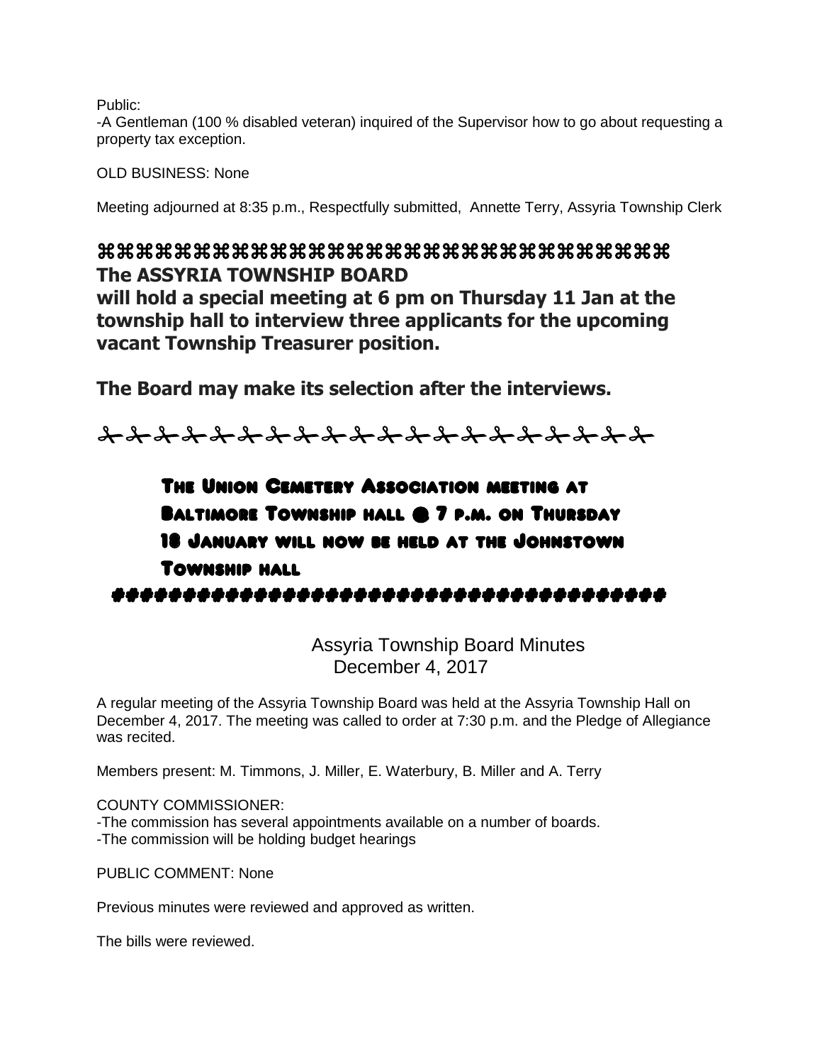Public:
-A Gentleman (100 % disabled veteran) inquired of the Supervisor how to go about requesting a property tax exception.

OLD BUSINESS: None

Meeting adjourned at 8:35 p.m., Respectfully submitted, Annette Terry, Assyria Township Clerk

⌘⌘⌘⌘⌘⌘⌘⌘⌘⌘⌘⌘⌘⌘⌘⌘⌘⌘⌘⌘⌘⌘⌘⌘⌘⌘⌘⌘⌘⌘⌘

**The ASSYRIA TOWNSHIP BOARD**
**will hold a special meeting at 6 pm on Thursday 11 Jan at the township hall to interview three applicants for the upcoming vacant Township Treasurer position.**

**The Board may make its selection after the interviews.**

✂✂✂✂✂✂✂✂✂✂✂✂✂✂✂✂✂✂✂✂✂✂✂

**THE UNION CEMETERY ASSOCIATION MEETING AT BALTIMORE TOWNSHIP HALL @ 7 P.M. ON THURSDAY 18 JANUARY WILL NOW BE HELD AT THE JOHNSTOWN TOWNSHIP HALL**

#####################################

Assyria Township Board Minutes
December 4, 2017

A regular meeting of the Assyria Township Board was held at the Assyria Township Hall on December 4, 2017. The meeting was called to order at 7:30 p.m. and the Pledge of Allegiance was recited.

Members present: M. Timmons, J. Miller, E. Waterbury, B. Miller and A. Terry

COUNTY COMMISSIONER:
-The commission has several appointments available on a number of boards.
-The commission will be holding budget hearings

PUBLIC COMMENT: None

Previous minutes were reviewed and approved as written.

The bills were reviewed.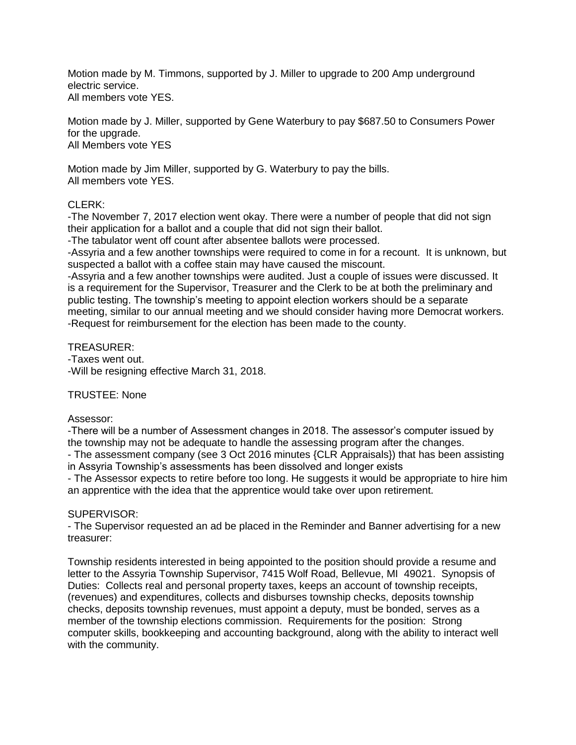Motion made by M. Timmons, supported by J. Miller to upgrade to 200 Amp underground electric service.
All members vote YES.

Motion made by J. Miller, supported by Gene Waterbury to pay $687.50 to Consumers Power for the upgrade.
All Members vote YES

Motion made by Jim Miller, supported by G. Waterbury to pay the bills.
All members vote YES.

CLERK:
-The November 7, 2017 election went okay. There were a number of people that did not sign their application for a ballot and a couple that did not sign their ballot.
-The tabulator went off count after absentee ballots were processed.
-Assyria and a few another townships were required to come in for a recount. It is unknown, but suspected a ballot with a coffee stain may have caused the miscount.
-Assyria and a few another townships were audited. Just a couple of issues were discussed. It is a requirement for the Supervisor, Treasurer and the Clerk to be at both the preliminary and public testing. The township's meeting to appoint election workers should be a separate meeting, similar to our annual meeting and we should consider having more Democrat workers.
-Request for reimbursement for the election has been made to the county.

TREASURER:
-Taxes went out.
-Will be resigning effective March 31, 2018.

TRUSTEE: None

Assessor:
-There will be a number of Assessment changes in 2018. The assessor's computer issued by the township may not be adequate to handle the assessing program after the changes.
- The assessment company (see 3 Oct 2016 minutes {CLR Appraisals}) that has been assisting in Assyria Township's assessments has been dissolved and longer exists
- The Assessor expects to retire before too long. He suggests it would be appropriate to hire him an apprentice with the idea that the apprentice would take over upon retirement.

SUPERVISOR:
- The Supervisor requested an ad be placed in the Reminder and Banner advertising for a new treasurer:

Township residents interested in being appointed to the position should provide a resume and letter to the Assyria Township Supervisor, 7415 Wolf Road, Bellevue, MI 49021. Synopsis of Duties: Collects real and personal property taxes, keeps an account of township receipts, (revenues) and expenditures, collects and disburses township checks, deposits township checks, deposits township revenues, must appoint a deputy, must be bonded, serves as a member of the township elections commission. Requirements for the position: Strong computer skills, bookkeeping and accounting background, along with the ability to interact well with the community.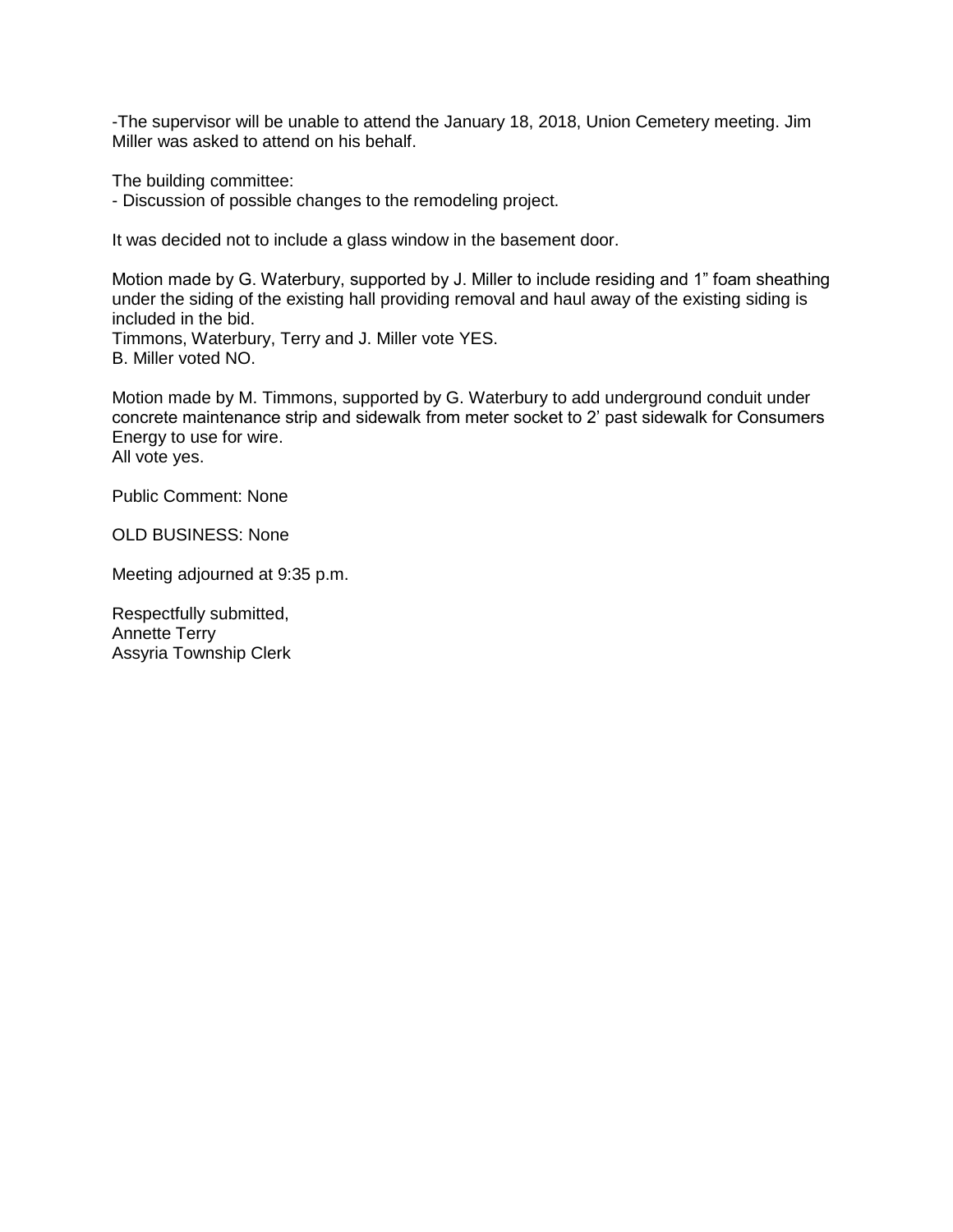-The supervisor will be unable to attend the January 18, 2018, Union Cemetery meeting. Jim Miller was asked to attend on his behalf.

The building committee:
- Discussion of possible changes to the remodeling project.

It was decided not to include a glass window in the basement door.

Motion made by G. Waterbury, supported by J. Miller to include residing and 1" foam sheathing under the siding of the existing hall providing removal and haul away of the existing siding is included in the bid.
Timmons, Waterbury, Terry and J. Miller vote YES.
B. Miller voted NO.

Motion made by M. Timmons, supported by G. Waterbury to add underground conduit under concrete maintenance strip and sidewalk from meter socket to 2' past sidewalk for Consumers Energy to use for wire.
All vote yes.

Public Comment: None

OLD BUSINESS: None

Meeting adjourned at 9:35 p.m.

Respectfully submitted,
Annette Terry
Assyria Township Clerk